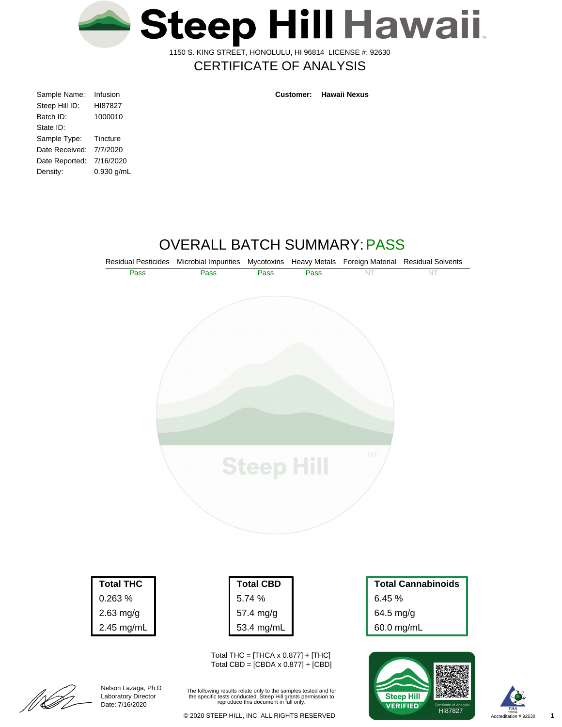# Steep Hill Hawaii

1150 S. KING STREET, HONOLULU, HI 96814 LICENSE #: 92630

## CERTIFICATE OF ANALYSIS

| | |
|---|---|
| Sample Name: | Infusion |
| Steep Hill ID: | HI87827 |
| Batch ID: | 1000010 |
| State ID: | |
| Sample Type: | Tincture |
| Date Received: | 7/7/2020 |
| Date Reported: | 7/16/2020 |
| Density: | 0.930 g/mL |

**Customer:** **Hawaii Nexus**

## OVERALL BATCH SUMMARY: PASS

| Residual Pesticides | Microbial Impurities | Mycotoxins | Heavy Metals | Foreign Material | Residual Solvents |
|---|---|---|---|---|---|
| Pass | Pass | Pass | Pass | NT | NT |

| Total THC |
|---|
| 0.263 % |
| 2.63 mg/g |
| 2.45 mg/mL |

| Total CBD |
|---|
| 5.74 % |
| 57.4 mg/g |
| 53.4 mg/mL |

| Total Cannabinoids |
|---|
| 6.45 % |
| 64.5 mg/g |
| 60.0 mg/mL |

Total THC = [THCA x 0.877] + [THC]
Total CBD = [CBDA x 0.877] + [CBD]

Nelson Lazaga, Ph.D
Laboratory Director
Date: 7/16/2020

The following results relate only to the samples tested and for the specific tests conducted. Steep Hill grants permission to reproduce this document in full only.

© 2020 STEEP HILL, INC. ALL RIGHTS RESERVED

Steep Hill VERIFIED
Certificate of Analysis
HI87827

PJLA Testing
Accreditation # 92630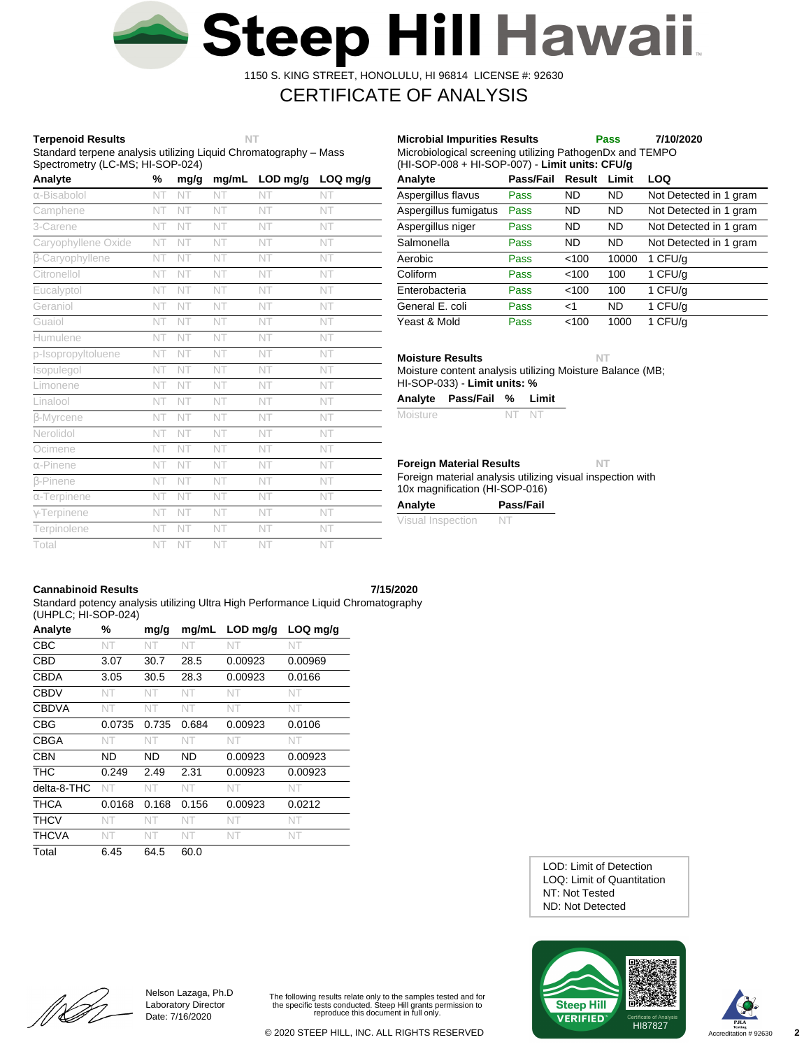# Steep Hill Hawaii

1150 S. KING STREET, HONOLULU, HI 96814 LICENSE #: 92630

## CERTIFICATE OF ANALYSIS

**Terpenoid Results** NT

Standard terpene analysis utilizing Liquid Chromatography – Mass Spectrometry (LC-MS; HI-SOP-024)

| Analyte | % | mg/g | mg/mL | LOD mg/g | LOQ mg/g |
|---|---|---|---|---|---|
| α-Bisabolol | NT | NT | NT | NT | NT |
| Camphene | NT | NT | NT | NT | NT |
| 3-Carene | NT | NT | NT | NT | NT |
| Caryophyllene Oxide | NT | NT | NT | NT | NT |
| β-Caryophyllene | NT | NT | NT | NT | NT |
| Citronellol | NT | NT | NT | NT | NT |
| Eucalyptol | NT | NT | NT | NT | NT |
| Geraniol | NT | NT | NT | NT | NT |
| Guaiol | NT | NT | NT | NT | NT |
| Humulene | NT | NT | NT | NT | NT |
| p-Isopropyltoluene | NT | NT | NT | NT | NT |
| Isopulegol | NT | NT | NT | NT | NT |
| Limonene | NT | NT | NT | NT | NT |
| Linalool | NT | NT | NT | NT | NT |
| β-Myrcene | NT | NT | NT | NT | NT |
| Nerolidol | NT | NT | NT | NT | NT |
| Ocimene | NT | NT | NT | NT | NT |
| α-Pinene | NT | NT | NT | NT | NT |
| β-Pinene | NT | NT | NT | NT | NT |
| α-Terpinene | NT | NT | NT | NT | NT |
| γ-Terpinene | NT | NT | NT | NT | NT |
| Terpinolene | NT | NT | NT | NT | NT |
| Total | NT | NT | NT | NT | NT |

**Microbial Impurities Results** Pass 7/10/2020

Microbiological screening utilizing PathogenDx and TEMPO (HI-SOP-008 + HI-SOP-007) - **Limit units: CFU/g**

| Analyte | Pass/Fail | Result | Limit | LOQ |
|---|---|---|---|---|
| Aspergillus flavus | Pass | ND | ND | Not Detected in 1 gram |
| Aspergillus fumigatus | Pass | ND | ND | Not Detected in 1 gram |
| Aspergillus niger | Pass | ND | ND | Not Detected in 1 gram |
| Salmonella | Pass | ND | ND | Not Detected in 1 gram |
| Aerobic | Pass | <100 | 10000 | 1 CFU/g |
| Coliform | Pass | <100 | 100 | 1 CFU/g |
| Enterobacteria | Pass | <100 | 100 | 1 CFU/g |
| General E. coli | Pass | <1 | ND | 1 CFU/g |
| Yeast & Mold | Pass | <100 | 1000 | 1 CFU/g |

**Moisture Results** NT

Moisture content analysis utilizing Moisture Balance (MB; HI-SOP-033) - **Limit units: %**

| Analyte | Pass/Fail | % | Limit |
|---|---|---|---|
| Moisture | | NT | NT |

**Foreign Material Results** NT

Foreign material analysis utilizing visual inspection with 10x magnification (HI-SOP-016)

| Analyte | Pass/Fail |
|---|---|
| Visual Inspection | NT |

**Cannabinoid Results** 7/15/2020

Standard potency analysis utilizing Ultra High Performance Liquid Chromatography (UHPLC; HI-SOP-024)

| Analyte | % | mg/g | mg/mL | LOD mg/g | LOQ mg/g |
|---|---|---|---|---|---|
| CBC | NT | NT | NT | NT | NT |
| CBD | 3.07 | 30.7 | 28.5 | 0.00923 | 0.00969 |
| CBDA | 3.05 | 30.5 | 28.3 | 0.00923 | 0.0166 |
| CBDV | NT | NT | NT | NT | NT |
| CBDVA | NT | NT | NT | NT | NT |
| CBG | 0.0735 | 0.735 | 0.684 | 0.00923 | 0.0106 |
| CBGA | NT | NT | NT | NT | NT |
| CBN | ND | ND | ND | 0.00923 | 0.00923 |
| THC | 0.249 | 2.49 | 2.31 | 0.00923 | 0.00923 |
| delta-8-THC | NT | NT | NT | NT | NT |
| THCA | 0.0168 | 0.168 | 0.156 | 0.00923 | 0.0212 |
| THCV | NT | NT | NT | NT | NT |
| THCVA | NT | NT | NT | NT | NT |
| Total | 6.45 | 64.5 | 60.0 | | |

LOD: Limit of Detection
LOQ: Limit of Quantitation
NT: Not Tested
ND: Not Detected

Nelson Lazaga, Ph.D
Laboratory Director
Date: 7/16/2020

The following results relate only to the samples tested and for the specific tests conducted. Steep Hill grants permission to reproduce this document in full only.

© 2020 STEEP HILL, INC. ALL RIGHTS RESERVED

Steep Hill VERIFIED — Certificate of Analysis HI87827

PJLA Testing Accreditation # 92630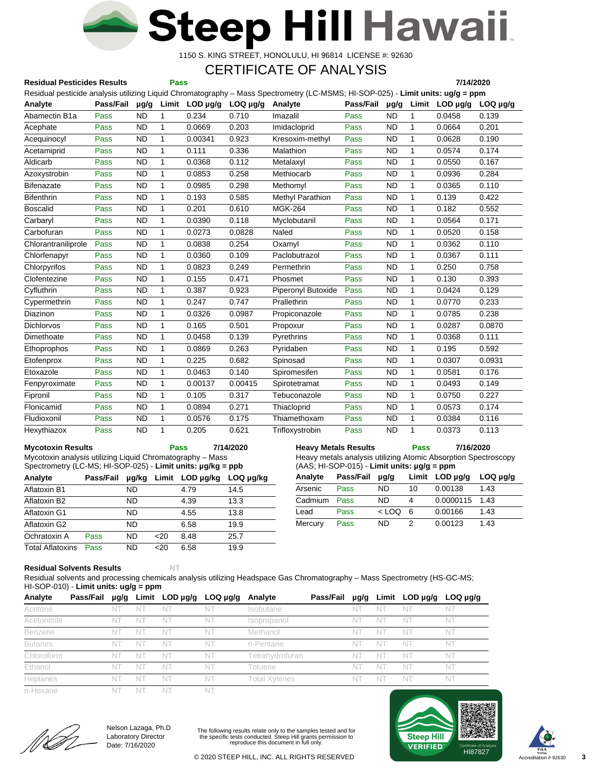# Steep Hill Hawaii

1150 S. KING STREET, HONOLULU, HI 96814 LICENSE #: 92630

## CERTIFICATE OF ANALYSIS

### Residual Pesticides Results — Pass — 7/14/2020

Residual pesticide analysis utilizing Liquid Chromatography – Mass Spectrometry (LC-MSMS; HI-SOP-025) - **Limit units: ug/g = ppm**

| Analyte | Pass/Fail | µg/g | Limit | LOD µg/g | LOQ µg/g | Analyte | Pass/Fail | µg/g | Limit | LOD µg/g | LOQ µg/g |
|---|---|---|---|---|---|---|---|---|---|---|---|
| Abamectin B1a | Pass | ND | 1 | 0.234 | 0.710 | Imazalil | Pass | ND | 1 | 0.0458 | 0.139 |
| Acephate | Pass | ND | 1 | 0.0669 | 0.203 | Imidacloprid | Pass | ND | 1 | 0.0664 | 0.201 |
| Acequinocyl | Pass | ND | 1 | 0.00341 | 0.923 | Kresoxim-methyl | Pass | ND | 1 | 0.0628 | 0.190 |
| Acetamiprid | Pass | ND | 1 | 0.111 | 0.336 | Malathion | Pass | ND | 1 | 0.0574 | 0.174 |
| Aldicarb | Pass | ND | 1 | 0.0368 | 0.112 | Metalaxyl | Pass | ND | 1 | 0.0550 | 0.167 |
| Azoxystrobin | Pass | ND | 1 | 0.0853 | 0.258 | Methiocarb | Pass | ND | 1 | 0.0936 | 0.284 |
| Bifenazate | Pass | ND | 1 | 0.0985 | 0.298 | Methomyl | Pass | ND | 1 | 0.0365 | 0.110 |
| Bifenthrin | Pass | ND | 1 | 0.193 | 0.585 | Methyl Parathion | Pass | ND | 1 | 0.139 | 0.422 |
| Boscalid | Pass | ND | 1 | 0.201 | 0.610 | MGK-264 | Pass | ND | 1 | 0.182 | 0.552 |
| Carbaryl | Pass | ND | 1 | 0.0390 | 0.118 | Myclobutanil | Pass | ND | 1 | 0.0564 | 0.171 |
| Carbofuran | Pass | ND | 1 | 0.0273 | 0.0828 | Naled | Pass | ND | 1 | 0.0520 | 0.158 |
| Chlorantraniliprole | Pass | ND | 1 | 0.0838 | 0.254 | Oxamyl | Pass | ND | 1 | 0.0362 | 0.110 |
| Chlorfenapyr | Pass | ND | 1 | 0.0360 | 0.109 | Paclobutrazol | Pass | ND | 1 | 0.0367 | 0.111 |
| Chlorpyrifos | Pass | ND | 1 | 0.0823 | 0.249 | Permethrin | Pass | ND | 1 | 0.250 | 0.758 |
| Clofentezine | Pass | ND | 1 | 0.155 | 0.471 | Phosmet | Pass | ND | 1 | 0.130 | 0.393 |
| Cyfluthrin | Pass | ND | 1 | 0.387 | 0.923 | Piperonyl Butoxide | Pass | ND | 1 | 0.0424 | 0.129 |
| Cypermethrin | Pass | ND | 1 | 0.247 | 0.747 | Prallethrin | Pass | ND | 1 | 0.0770 | 0.233 |
| Diazinon | Pass | ND | 1 | 0.0326 | 0.0987 | Propiconazole | Pass | ND | 1 | 0.0785 | 0.238 |
| Dichlorvos | Pass | ND | 1 | 0.165 | 0.501 | Propoxur | Pass | ND | 1 | 0.0287 | 0.0870 |
| Dimethoate | Pass | ND | 1 | 0.0458 | 0.139 | Pyrethrins | Pass | ND | 1 | 0.0368 | 0.111 |
| Ethoprophos | Pass | ND | 1 | 0.0869 | 0.263 | Pyridaben | Pass | ND | 1 | 0.195 | 0.592 |
| Etofenprox | Pass | ND | 1 | 0.225 | 0.682 | Spinosad | Pass | ND | 1 | 0.0307 | 0.0931 |
| Etoxazole | Pass | ND | 1 | 0.0463 | 0.140 | Spiromesifen | Pass | ND | 1 | 0.0581 | 0.176 |
| Fenpyroximate | Pass | ND | 1 | 0.00137 | 0.00415 | Spirotetramat | Pass | ND | 1 | 0.0493 | 0.149 |
| Fipronil | Pass | ND | 1 | 0.105 | 0.317 | Tebuconazole | Pass | ND | 1 | 0.0750 | 0.227 |
| Flonicamid | Pass | ND | 1 | 0.0894 | 0.271 | Thiacloprid | Pass | ND | 1 | 0.0573 | 0.174 |
| Fludioxonil | Pass | ND | 1 | 0.0576 | 0.175 | Thiamethoxam | Pass | ND | 1 | 0.0384 | 0.116 |
| Hexythiazox | Pass | ND | 1 | 0.205 | 0.621 | Trifloxystrobin | Pass | ND | 1 | 0.0373 | 0.113 |

### Mycotoxin Results — Pass — 7/14/2020

Mycotoxin analysis utilizing Liquid Chromatography – Mass Spectrometry (LC-MS; HI-SOP-025) - **Limit units: µg/kg = ppb**

| Analyte | Pass/Fail | µg/kg | Limit | LOD µg/kg | LOQ µg/kg |
|---|---|---|---|---|---|
| Aflatoxin B1 | | ND | | 4.79 | 14.5 |
| Aflatoxin B2 | | ND | | 4.39 | 13.3 |
| Aflatoxin G1 | | ND | | 4.55 | 13.8 |
| Aflatoxin G2 | | ND | | 6.58 | 19.9 |
| Ochratoxin A | Pass | ND | <20 | 8.48 | 25.7 |
| Total Aflatoxins | Pass | ND | <20 | 6.58 | 19.9 |

### Heavy Metals Results — Pass — 7/16/2020

Heavy metals analysis utilizing Atomic Absorption Spectroscopy (AAS; HI-SOP-015) - **Limit units: µg/g = ppm**

| Analyte | Pass/Fail | µg/g | Limit | LOD µg/g | LOQ µg/g |
|---|---|---|---|---|---|
| Arsenic | Pass | ND | 10 | 0.00138 | 1.43 |
| Cadmium | Pass | ND | 4 | 0.0000115 | 1.43 |
| Lead | Pass | < LOQ | 6 | 0.00166 | 1.43 |
| Mercury | Pass | ND | 2 | 0.00123 | 1.43 |

### Residual Solvents Results — NT

Residual solvents and processing chemicals analysis utilizing Headspace Gas Chromatography – Mass Spectrometry (HS-GC-MS; HI-SOP-010) - **Limit units: ug/g = ppm**

| Analyte | Pass/Fail | µg/g | Limit | LOD µg/g | LOQ µg/g | Analyte | Pass/Fail | µg/g | Limit | LOD µg/g | LOQ µg/g |
|---|---|---|---|---|---|---|---|---|---|---|---|
| Acetone | | NT | NT | NT | NT | Isobutane | | NT | NT | NT | NT |
| Acetonitrile | | NT | NT | NT | NT | Isopropanol | | NT | NT | NT | NT |
| Benzene | | NT | NT | NT | NT | Methanol | | NT | NT | NT | NT |
| Butanes | | NT | NT | NT | NT | n-Pentane | | NT | NT | NT | NT |
| Chloroform | | NT | NT | NT | NT | Tetrahydrofuran | | NT | NT | NT | NT |
| Ethanol | | NT | NT | NT | NT | Toluene | | NT | NT | NT | NT |
| Heptanes | | NT | NT | NT | NT | Total Xylenes | | NT | NT | NT | NT |
| n-Hexane | | NT | NT | NT | NT | | | | | | |

Nelson Lazaga, Ph.D
Laboratory Director
Date: 7/16/2020

The following results relate only to the samples tested and for the specific tests conducted. Steep Hill grants permission to reproduce this document in full only.

© 2020 STEEP HILL, INC. ALL RIGHTS RESERVED

Steep Hill VERIFIED — Certificate of Analysis HI87827

PJLA Testing Accreditation # 92630